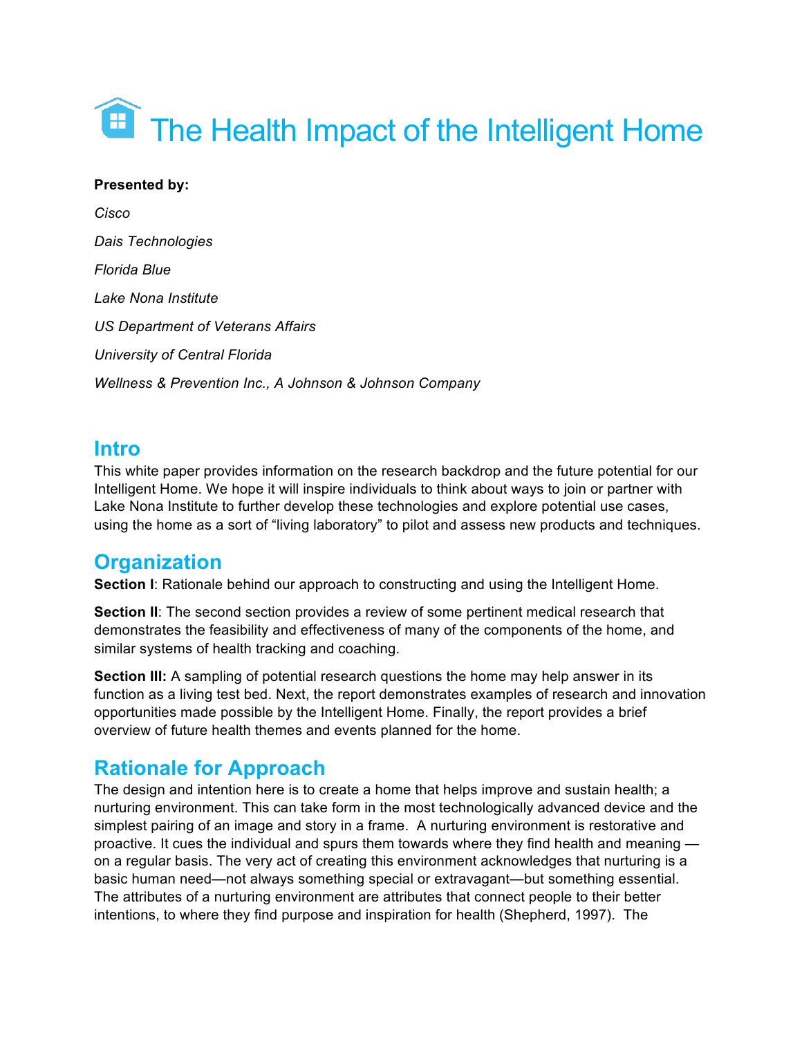# The Health Impact of the Intelligent Home

**Presented by:**

*Cisco*

*Dais Technologies*

*Florida Blue*

*Lake Nona Institute*

*US Department of Veterans Affairs*

*University of Central Florida*

*Wellness & Prevention Inc., A Johnson & Johnson Company*

## Intro

This white paper provides information on the research backdrop and the future potential for our Intelligent Home. We hope it will inspire individuals to think about ways to join or partner with Lake Nona Institute to further develop these technologies and explore potential use cases, using the home as a sort of "living laboratory" to pilot and assess new products and techniques.

## Organization

**Section I**: Rationale behind our approach to constructing and using the Intelligent Home.

**Section II**: The second section provides a review of some pertinent medical research that demonstrates the feasibility and effectiveness of many of the components of the home, and similar systems of health tracking and coaching.

**Section III:** A sampling of potential research questions the home may help answer in its function as a living test bed. Next, the report demonstrates examples of research and innovation opportunities made possible by the Intelligent Home. Finally, the report provides a brief overview of future health themes and events planned for the home.

## Rationale for Approach

The design and intention here is to create a home that helps improve and sustain health; a nurturing environment. This can take form in the most technologically advanced device and the simplest pairing of an image and story in a frame. A nurturing environment is restorative and proactive. It cues the individual and spurs them towards where they find health and meaning — on a regular basis. The very act of creating this environment acknowledges that nurturing is a basic human need—not always something special or extravagant—but something essential. The attributes of a nurturing environment are attributes that connect people to their better intentions, to where they find purpose and inspiration for health (Shepherd, 1997). The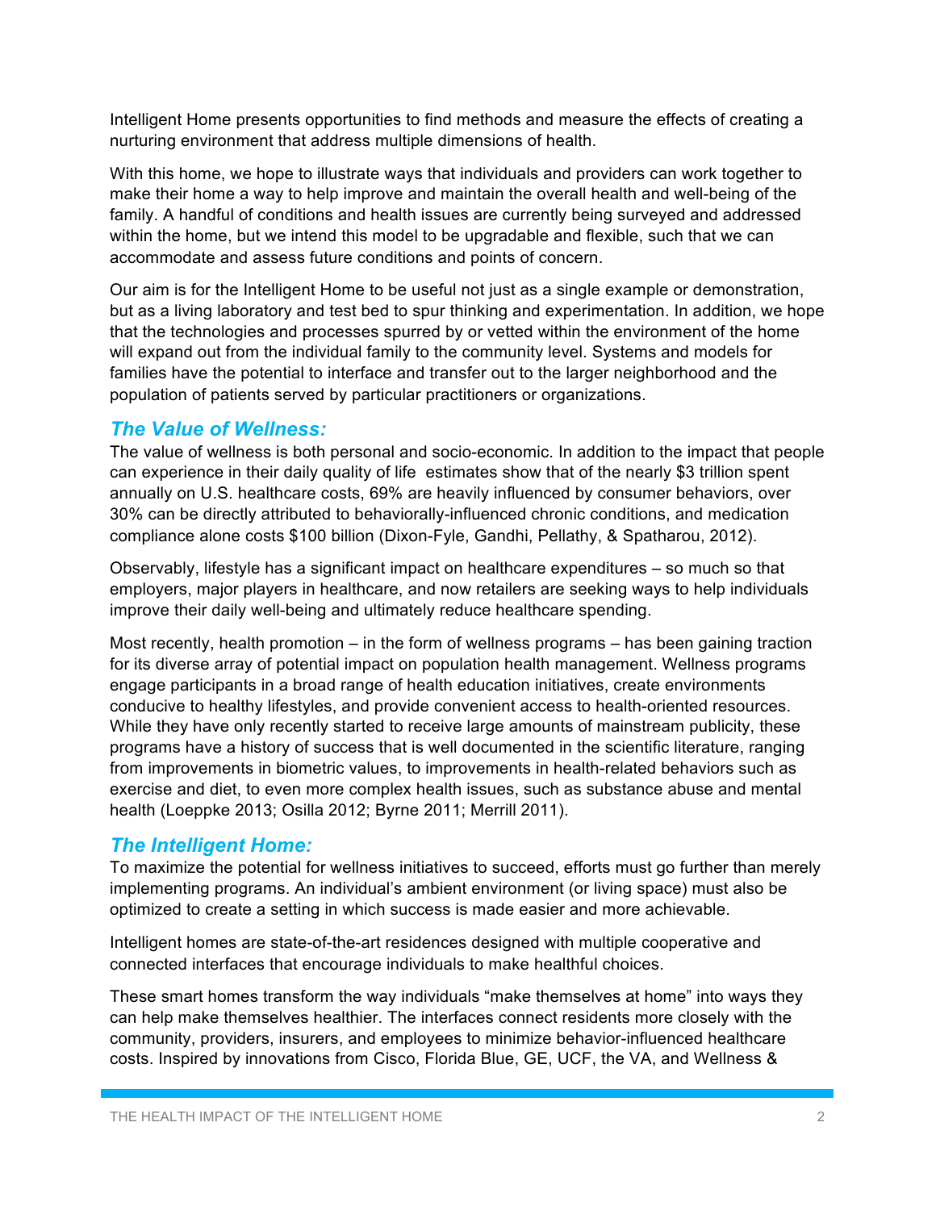Intelligent Home presents opportunities to find methods and measure the effects of creating a nurturing environment that address multiple dimensions of health.

With this home, we hope to illustrate ways that individuals and providers can work together to make their home a way to help improve and maintain the overall health and well-being of the family. A handful of conditions and health issues are currently being surveyed and addressed within the home, but we intend this model to be upgradable and flexible, such that we can accommodate and assess future conditions and points of concern.

Our aim is for the Intelligent Home to be useful not just as a single example or demonstration, but as a living laboratory and test bed to spur thinking and experimentation. In addition, we hope that the technologies and processes spurred by or vetted within the environment of the home will expand out from the individual family to the community level. Systems and models for families have the potential to interface and transfer out to the larger neighborhood and the population of patients served by particular practitioners or organizations.

## *The Value of Wellness:*

The value of wellness is both personal and socio-economic. In addition to the impact that people can experience in their daily quality of life  estimates show that of the nearly $3 trillion spent annually on U.S. healthcare costs, 69% are heavily influenced by consumer behaviors, over 30% can be directly attributed to behaviorally-influenced chronic conditions, and medication compliance alone costs $100 billion (Dixon-Fyle, Gandhi, Pellathy, & Spatharou, 2012).

Observably, lifestyle has a significant impact on healthcare expenditures – so much so that employers, major players in healthcare, and now retailers are seeking ways to help individuals improve their daily well-being and ultimately reduce healthcare spending.

Most recently, health promotion – in the form of wellness programs – has been gaining traction for its diverse array of potential impact on population health management. Wellness programs engage participants in a broad range of health education initiatives, create environments conducive to healthy lifestyles, and provide convenient access to health-oriented resources. While they have only recently started to receive large amounts of mainstream publicity, these programs have a history of success that is well documented in the scientific literature, ranging from improvements in biometric values, to improvements in health-related behaviors such as exercise and diet, to even more complex health issues, such as substance abuse and mental health (Loeppke 2013; Osilla 2012; Byrne 2011; Merrill 2011).

## *The Intelligent Home:*

To maximize the potential for wellness initiatives to succeed, efforts must go further than merely implementing programs. An individual's ambient environment (or living space) must also be optimized to create a setting in which success is made easier and more achievable.

Intelligent homes are state-of-the-art residences designed with multiple cooperative and connected interfaces that encourage individuals to make healthful choices.

These smart homes transform the way individuals "make themselves at home" into ways they can help make themselves healthier. The interfaces connect residents more closely with the community, providers, insurers, and employees to minimize behavior-influenced healthcare costs. Inspired by innovations from Cisco, Florida Blue, GE, UCF, the VA, and Wellness &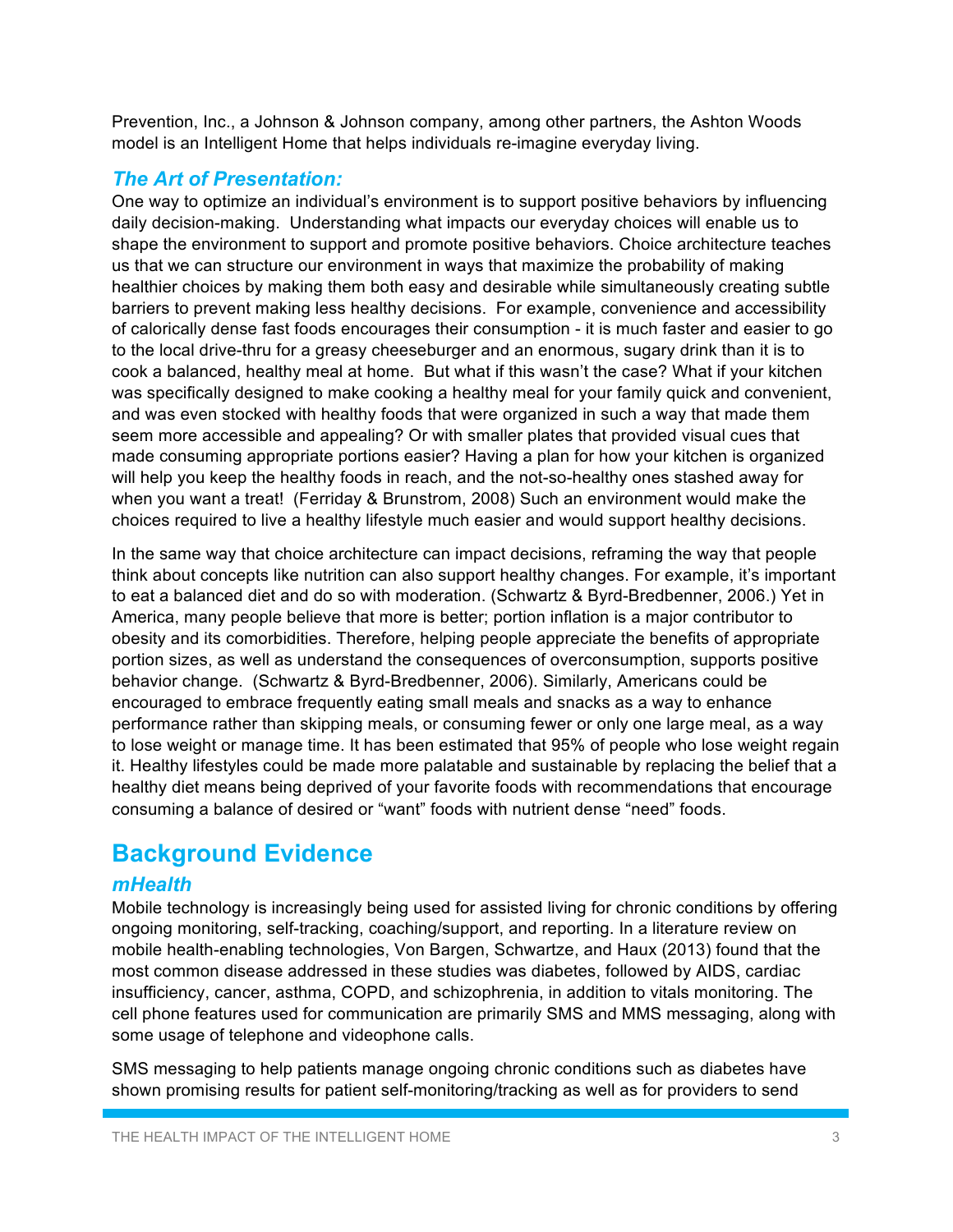Prevention, Inc., a Johnson & Johnson company, among other partners, the Ashton Woods model is an Intelligent Home that helps individuals re-imagine everyday living.

### *The Art of Presentation:*

One way to optimize an individual's environment is to support positive behaviors by influencing daily decision-making. Understanding what impacts our everyday choices will enable us to shape the environment to support and promote positive behaviors. Choice architecture teaches us that we can structure our environment in ways that maximize the probability of making healthier choices by making them both easy and desirable while simultaneously creating subtle barriers to prevent making less healthy decisions. For example, convenience and accessibility of calorically dense fast foods encourages their consumption - it is much faster and easier to go to the local drive-thru for a greasy cheeseburger and an enormous, sugary drink than it is to cook a balanced, healthy meal at home. But what if this wasn't the case? What if your kitchen was specifically designed to make cooking a healthy meal for your family quick and convenient, and was even stocked with healthy foods that were organized in such a way that made them seem more accessible and appealing? Or with smaller plates that provided visual cues that made consuming appropriate portions easier? Having a plan for how your kitchen is organized will help you keep the healthy foods in reach, and the not-so-healthy ones stashed away for when you want a treat! (Ferriday & Brunstrom, 2008) Such an environment would make the choices required to live a healthy lifestyle much easier and would support healthy decisions.

In the same way that choice architecture can impact decisions, reframing the way that people think about concepts like nutrition can also support healthy changes. For example, it's important to eat a balanced diet and do so with moderation. (Schwartz & Byrd-Bredbenner, 2006.) Yet in America, many people believe that more is better; portion inflation is a major contributor to obesity and its comorbidities. Therefore, helping people appreciate the benefits of appropriate portion sizes, as well as understand the consequences of overconsumption, supports positive behavior change. (Schwartz & Byrd-Bredbenner, 2006). Similarly, Americans could be encouraged to embrace frequently eating small meals and snacks as a way to enhance performance rather than skipping meals, or consuming fewer or only one large meal, as a way to lose weight or manage time. It has been estimated that 95% of people who lose weight regain it. Healthy lifestyles could be made more palatable and sustainable by replacing the belief that a healthy diet means being deprived of your favorite foods with recommendations that encourage consuming a balance of desired or "want" foods with nutrient dense "need" foods.

## Background Evidence

### *mHealth*

Mobile technology is increasingly being used for assisted living for chronic conditions by offering ongoing monitoring, self-tracking, coaching/support, and reporting. In a literature review on mobile health-enabling technologies, Von Bargen, Schwartze, and Haux (2013) found that the most common disease addressed in these studies was diabetes, followed by AIDS, cardiac insufficiency, cancer, asthma, COPD, and schizophrenia, in addition to vitals monitoring. The cell phone features used for communication are primarily SMS and MMS messaging, along with some usage of telephone and videophone calls.

SMS messaging to help patients manage ongoing chronic conditions such as diabetes have shown promising results for patient self-monitoring/tracking as well as for providers to send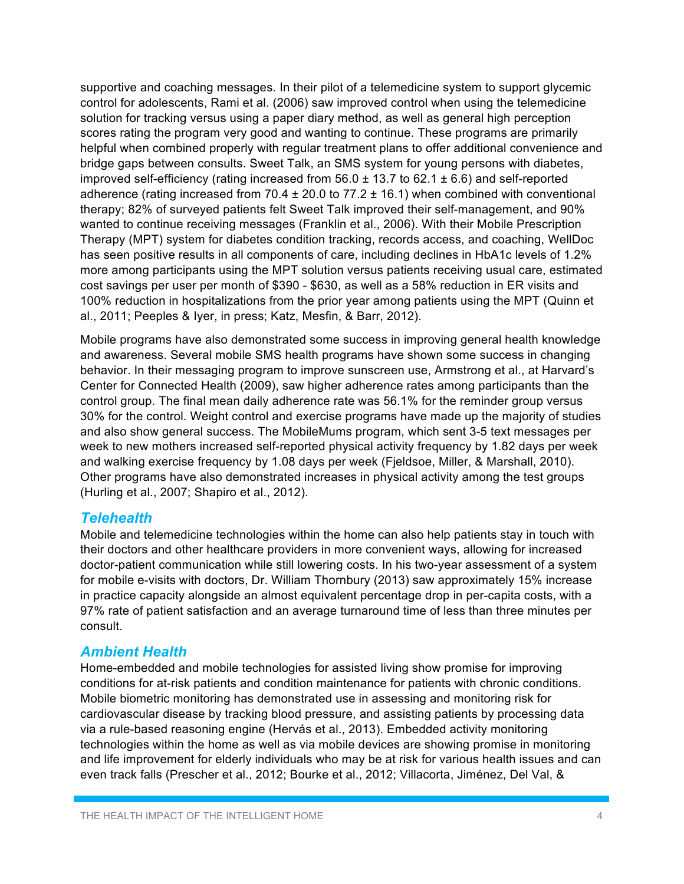supportive and coaching messages. In their pilot of a telemedicine system to support glycemic control for adolescents, Rami et al. (2006) saw improved control when using the telemedicine solution for tracking versus using a paper diary method, as well as general high perception scores rating the program very good and wanting to continue. These programs are primarily helpful when combined properly with regular treatment plans to offer additional convenience and bridge gaps between consults. Sweet Talk, an SMS system for young persons with diabetes, improved self-efficiency (rating increased from $56.0 \pm 13.7$ to $62.1 \pm 6.6$) and self-reported adherence (rating increased from $70.4 \pm 20.0$ to $77.2 \pm 16.1$) when combined with conventional therapy; 82% of surveyed patients felt Sweet Talk improved their self-management, and 90% wanted to continue receiving messages (Franklin et al., 2006). With their Mobile Prescription Therapy (MPT) system for diabetes condition tracking, records access, and coaching, WellDoc has seen positive results in all components of care, including declines in HbA1c levels of 1.2% more among participants using the MPT solution versus patients receiving usual care, estimated cost savings per user per month of $390 - $630, as well as a 58% reduction in ER visits and 100% reduction in hospitalizations from the prior year among patients using the MPT (Quinn et al., 2011; Peeples & Iyer, in press; Katz, Mesfin, & Barr, 2012).

Mobile programs have also demonstrated some success in improving general health knowledge and awareness. Several mobile SMS health programs have shown some success in changing behavior. In their messaging program to improve sunscreen use, Armstrong et al., at Harvard's Center for Connected Health (2009), saw higher adherence rates among participants than the control group. The final mean daily adherence rate was 56.1% for the reminder group versus 30% for the control. Weight control and exercise programs have made up the majority of studies and also show general success. The MobileMums program, which sent 3-5 text messages per week to new mothers increased self-reported physical activity frequency by 1.82 days per week and walking exercise frequency by 1.08 days per week (Fjeldsoe, Miller, & Marshall, 2010). Other programs have also demonstrated increases in physical activity among the test groups (Hurling et al., 2007; Shapiro et al., 2012).

### *Telehealth*

Mobile and telemedicine technologies within the home can also help patients stay in touch with their doctors and other healthcare providers in more convenient ways, allowing for increased doctor-patient communication while still lowering costs. In his two-year assessment of a system for mobile e-visits with doctors, Dr. William Thornbury (2013) saw approximately 15% increase in practice capacity alongside an almost equivalent percentage drop in per-capita costs, with a 97% rate of patient satisfaction and an average turnaround time of less than three minutes per consult.

### *Ambient Health*

Home-embedded and mobile technologies for assisted living show promise for improving conditions for at-risk patients and condition maintenance for patients with chronic conditions. Mobile biometric monitoring has demonstrated use in assessing and monitoring risk for cardiovascular disease by tracking blood pressure, and assisting patients by processing data via a rule-based reasoning engine (Hervás et al., 2013). Embedded activity monitoring technologies within the home as well as via mobile devices are showing promise in monitoring and life improvement for elderly individuals who may be at risk for various health issues and can even track falls (Prescher et al., 2012; Bourke et al., 2012; Villacorta, Jiménez, Del Val, &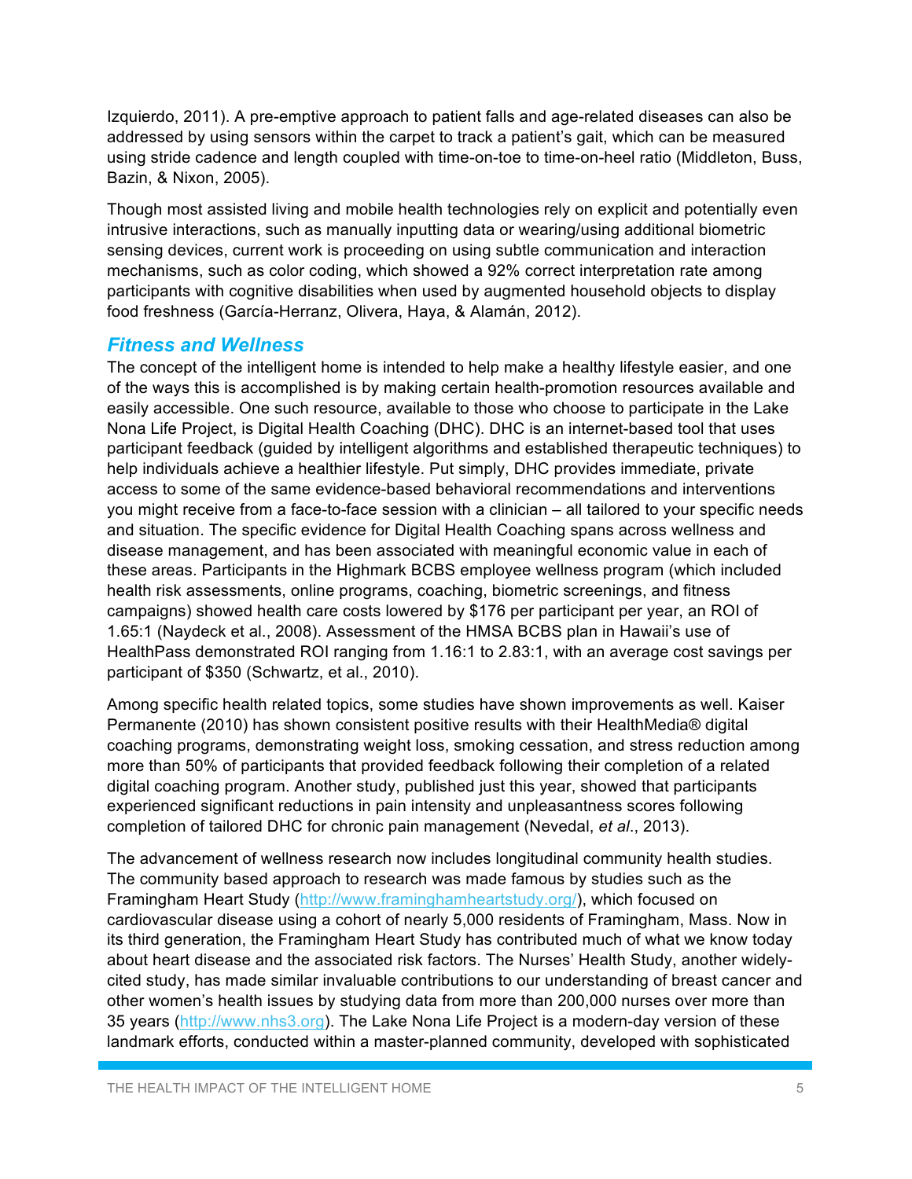Izquierdo, 2011). A pre-emptive approach to patient falls and age-related diseases can also be addressed by using sensors within the carpet to track a patient's gait, which can be measured using stride cadence and length coupled with time-on-toe to time-on-heel ratio (Middleton, Buss, Bazin, & Nixon, 2005).

Though most assisted living and mobile health technologies rely on explicit and potentially even intrusive interactions, such as manually inputting data or wearing/using additional biometric sensing devices, current work is proceeding on using subtle communication and interaction mechanisms, such as color coding, which showed a 92% correct interpretation rate among participants with cognitive disabilities when used by augmented household objects to display food freshness (García-Herranz, Olivera, Haya, & Alamán, 2012).

## *Fitness and Wellness*

The concept of the intelligent home is intended to help make a healthy lifestyle easier, and one of the ways this is accomplished is by making certain health-promotion resources available and easily accessible. One such resource, available to those who choose to participate in the Lake Nona Life Project, is Digital Health Coaching (DHC). DHC is an internet-based tool that uses participant feedback (guided by intelligent algorithms and established therapeutic techniques) to help individuals achieve a healthier lifestyle. Put simply, DHC provides immediate, private access to some of the same evidence-based behavioral recommendations and interventions you might receive from a face-to-face session with a clinician – all tailored to your specific needs and situation. The specific evidence for Digital Health Coaching spans across wellness and disease management, and has been associated with meaningful economic value in each of these areas. Participants in the Highmark BCBS employee wellness program (which included health risk assessments, online programs, coaching, biometric screenings, and fitness campaigns) showed health care costs lowered by $176 per participant per year, an ROI of 1.65:1 (Naydeck et al., 2008). Assessment of the HMSA BCBS plan in Hawaii's use of HealthPass demonstrated ROI ranging from 1.16:1 to 2.83:1, with an average cost savings per participant of $350 (Schwartz, et al., 2010).

Among specific health related topics, some studies have shown improvements as well. Kaiser Permanente (2010) has shown consistent positive results with their HealthMedia® digital coaching programs, demonstrating weight loss, smoking cessation, and stress reduction among more than 50% of participants that provided feedback following their completion of a related digital coaching program. Another study, published just this year, showed that participants experienced significant reductions in pain intensity and unpleasantness scores following completion of tailored DHC for chronic pain management (Nevedal, *et al*., 2013).

The advancement of wellness research now includes longitudinal community health studies. The community based approach to research was made famous by studies such as the Framingham Heart Study (http://www.framinghamheartstudy.org/), which focused on cardiovascular disease using a cohort of nearly 5,000 residents of Framingham, Mass. Now in its third generation, the Framingham Heart Study has contributed much of what we know today about heart disease and the associated risk factors. The Nurses' Health Study, another widely-cited study, has made similar invaluable contributions to our understanding of breast cancer and other women's health issues by studying data from more than 200,000 nurses over more than 35 years (http://www.nhs3.org). The Lake Nona Life Project is a modern-day version of these landmark efforts, conducted within a master-planned community, developed with sophisticated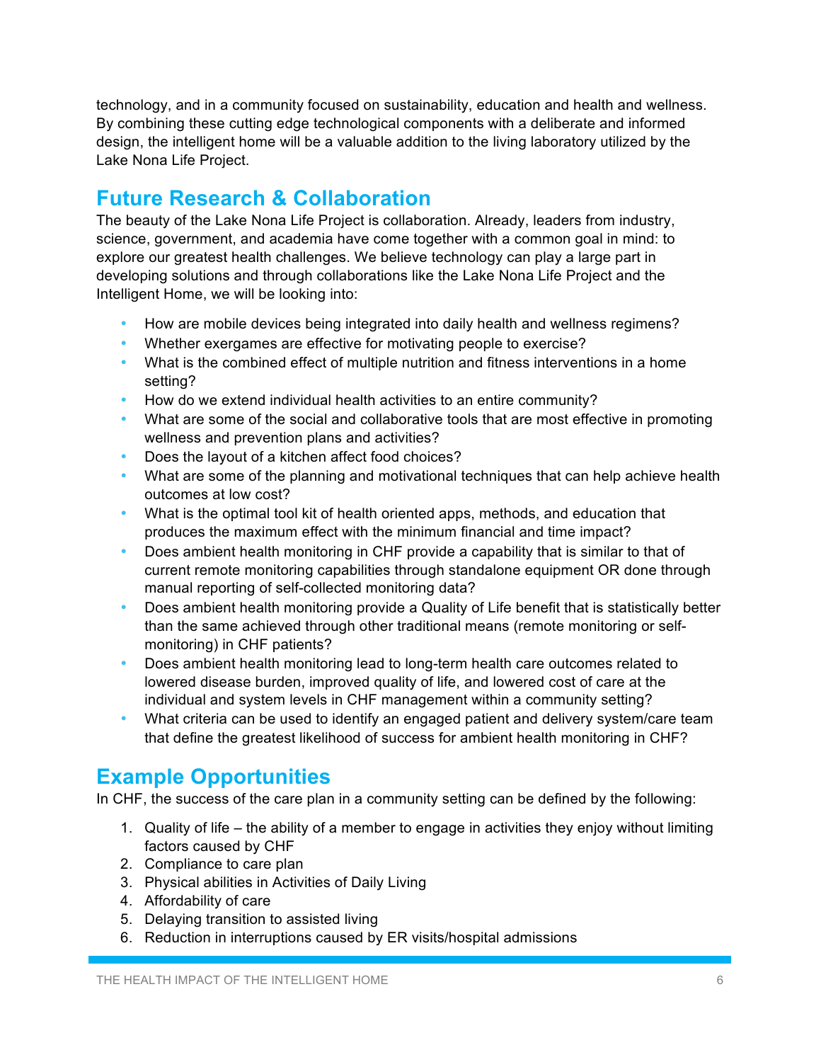technology, and in a community focused on sustainability, education and health and wellness. By combining these cutting edge technological components with a deliberate and informed design, the intelligent home will be a valuable addition to the living laboratory utilized by the Lake Nona Life Project.

## Future Research & Collaboration

The beauty of the Lake Nona Life Project is collaboration. Already, leaders from industry, science, government, and academia have come together with a common goal in mind: to explore our greatest health challenges. We believe technology can play a large part in developing solutions and through collaborations like the Lake Nona Life Project and the Intelligent Home, we will be looking into:

- How are mobile devices being integrated into daily health and wellness regimens?
- Whether exergames are effective for motivating people to exercise?
- What is the combined effect of multiple nutrition and fitness interventions in a home setting?
- How do we extend individual health activities to an entire community?
- What are some of the social and collaborative tools that are most effective in promoting wellness and prevention plans and activities?
- Does the layout of a kitchen affect food choices?
- What are some of the planning and motivational techniques that can help achieve health outcomes at low cost?
- What is the optimal tool kit of health oriented apps, methods, and education that produces the maximum effect with the minimum financial and time impact?
- Does ambient health monitoring in CHF provide a capability that is similar to that of current remote monitoring capabilities through standalone equipment OR done through manual reporting of self-collected monitoring data?
- Does ambient health monitoring provide a Quality of Life benefit that is statistically better than the same achieved through other traditional means (remote monitoring or self-monitoring) in CHF patients?
- Does ambient health monitoring lead to long-term health care outcomes related to lowered disease burden, improved quality of life, and lowered cost of care at the individual and system levels in CHF management within a community setting?
- What criteria can be used to identify an engaged patient and delivery system/care team that define the greatest likelihood of success for ambient health monitoring in CHF?

## Example Opportunities

In CHF, the success of the care plan in a community setting can be defined by the following:

1. Quality of life – the ability of a member to engage in activities they enjoy without limiting factors caused by CHF
2. Compliance to care plan
3. Physical abilities in Activities of Daily Living
4. Affordability of care
5. Delaying transition to assisted living
6. Reduction in interruptions caused by ER visits/hospital admissions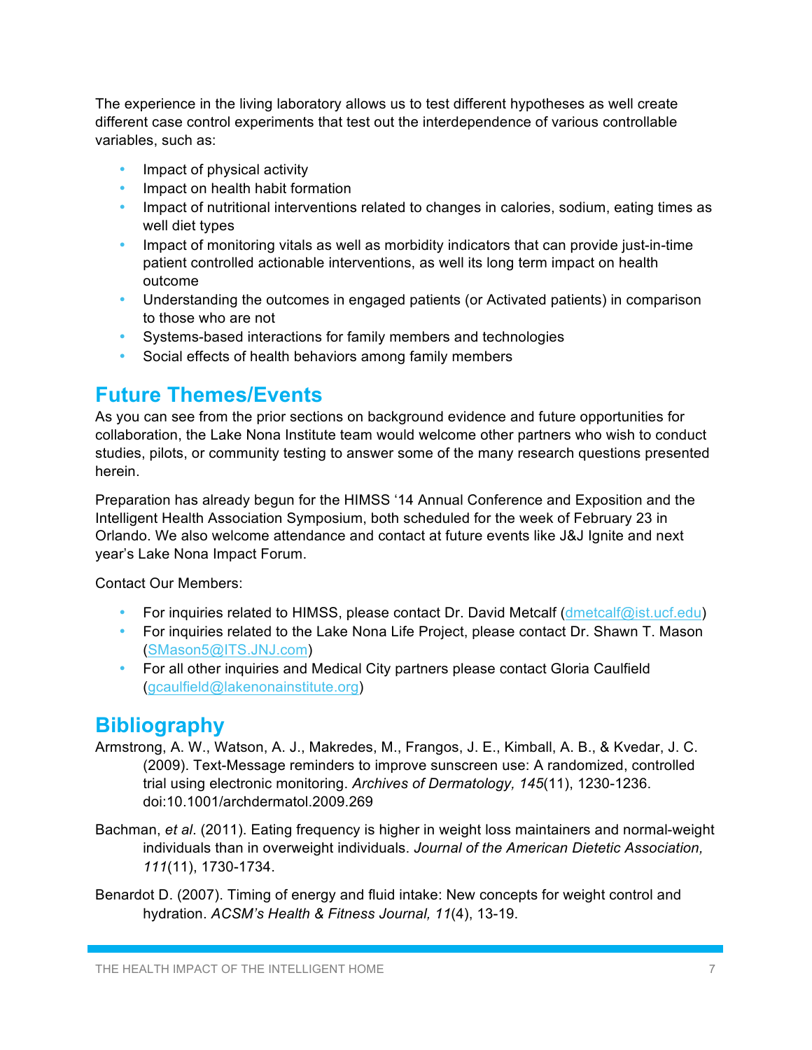The experience in the living laboratory allows us to test different hypotheses as well create different case control experiments that test out the interdependence of various controllable variables, such as:

- Impact of physical activity
- Impact on health habit formation
- Impact of nutritional interventions related to changes in calories, sodium, eating times as well diet types
- Impact of monitoring vitals as well as morbidity indicators that can provide just-in-time patient controlled actionable interventions, as well its long term impact on health outcome
- Understanding the outcomes in engaged patients (or Activated patients) in comparison to those who are not
- Systems-based interactions for family members and technologies
- Social effects of health behaviors among family members

## Future Themes/Events

As you can see from the prior sections on background evidence and future opportunities for collaboration, the Lake Nona Institute team would welcome other partners who wish to conduct studies, pilots, or community testing to answer some of the many research questions presented herein.

Preparation has already begun for the HIMSS '14 Annual Conference and Exposition and the Intelligent Health Association Symposium, both scheduled for the week of February 23 in Orlando. We also welcome attendance and contact at future events like J&J Ignite and next year's Lake Nona Impact Forum.

Contact Our Members:

- For inquiries related to HIMSS, please contact Dr. David Metcalf (dmetcalf@ist.ucf.edu)
- For inquiries related to the Lake Nona Life Project, please contact Dr. Shawn T. Mason (SMason5@ITS.JNJ.com)
- For all other inquiries and Medical City partners please contact Gloria Caulfield (gcaulfield@lakenonainstitute.org)

## Bibliography

Armstrong, A. W., Watson, A. J., Makredes, M., Frangos, J. E., Kimball, A. B., & Kvedar, J. C. (2009). Text-Message reminders to improve sunscreen use: A randomized, controlled trial using electronic monitoring. *Archives of Dermatology, 145*(11), 1230-1236. doi:10.1001/archdermatol.2009.269

Bachman, *et al*. (2011). Eating frequency is higher in weight loss maintainers and normal-weight individuals than in overweight individuals. *Journal of the American Dietetic Association, 111*(11), 1730-1734.

Benardot D. (2007). Timing of energy and fluid intake: New concepts for weight control and hydration. *ACSM's Health & Fitness Journal, 11*(4), 13-19.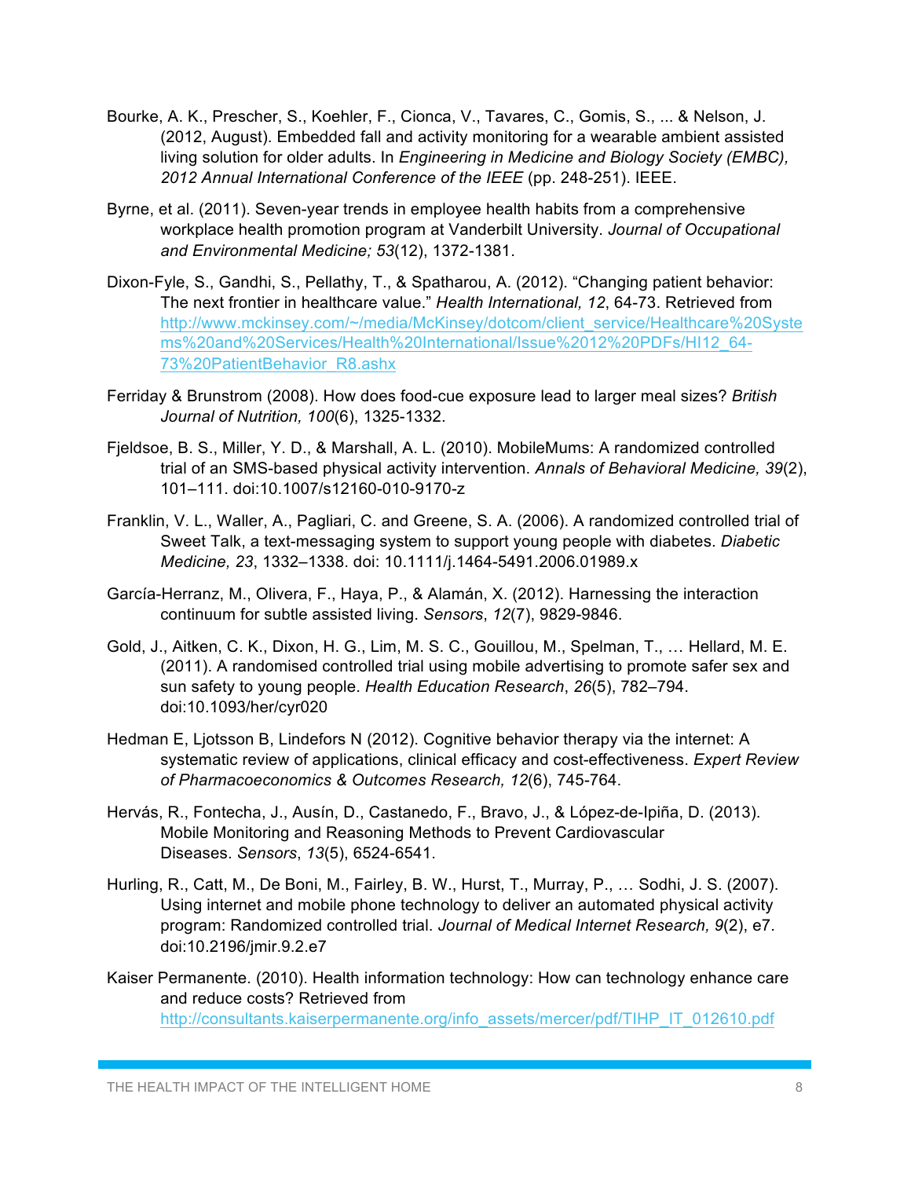Bourke, A. K., Prescher, S., Koehler, F., Cionca, V., Tavares, C., Gomis, S., ... & Nelson, J. (2012, August). Embedded fall and activity monitoring for a wearable ambient assisted living solution for older adults. In *Engineering in Medicine and Biology Society (EMBC), 2012 Annual International Conference of the IEEE* (pp. 248-251). IEEE.

Byrne, et al. (2011). Seven-year trends in employee health habits from a comprehensive workplace health promotion program at Vanderbilt University. *Journal of Occupational and Environmental Medicine; 53*(12), 1372-1381.

Dixon-Fyle, S., Gandhi, S., Pellathy, T., & Spatharou, A. (2012). "Changing patient behavior: The next frontier in healthcare value." *Health International, 12*, 64-73. Retrieved from http://www.mckinsey.com/~/media/McKinsey/dotcom/client_service/Healthcare%20Systems%20and%20Services/Health%20International/Issue%2012%20PDFs/HI12_64-73%20PatientBehavior_R8.ashx

Ferriday & Brunstrom (2008). How does food-cue exposure lead to larger meal sizes? *British Journal of Nutrition, 100*(6), 1325-1332.

Fjeldsoe, B. S., Miller, Y. D., & Marshall, A. L. (2010). MobileMums: A randomized controlled trial of an SMS-based physical activity intervention. *Annals of Behavioral Medicine, 39*(2), 101–111. doi:10.1007/s12160-010-9170-z

Franklin, V. L., Waller, A., Pagliari, C. and Greene, S. A. (2006). A randomized controlled trial of Sweet Talk, a text-messaging system to support young people with diabetes. *Diabetic Medicine, 23*, 1332–1338. doi: 10.1111/j.1464-5491.2006.01989.x

García-Herranz, M., Olivera, F., Haya, P., & Alamán, X. (2012). Harnessing the interaction continuum for subtle assisted living. *Sensors*, *12*(7), 9829-9846.

Gold, J., Aitken, C. K., Dixon, H. G., Lim, M. S. C., Gouillou, M., Spelman, T., … Hellard, M. E. (2011). A randomised controlled trial using mobile advertising to promote safer sex and sun safety to young people. *Health Education Research*, *26*(5), 782–794. doi:10.1093/her/cyr020

Hedman E, Ljotsson B, Lindefors N (2012). Cognitive behavior therapy via the internet: A systematic review of applications, clinical efficacy and cost-effectiveness. *Expert Review of Pharmacoeconomics & Outcomes Research, 12*(6), 745-764.

Hervás, R., Fontecha, J., Ausín, D., Castanedo, F., Bravo, J., & López-de-Ipiña, D. (2013). Mobile Monitoring and Reasoning Methods to Prevent Cardiovascular Diseases. *Sensors*, *13*(5), 6524-6541.

Hurling, R., Catt, M., De Boni, M., Fairley, B. W., Hurst, T., Murray, P., … Sodhi, J. S. (2007). Using internet and mobile phone technology to deliver an automated physical activity program: Randomized controlled trial. *Journal of Medical Internet Research, 9*(2), e7. doi:10.2196/jmir.9.2.e7

Kaiser Permanente. (2010). Health information technology: How can technology enhance care and reduce costs? Retrieved from http://consultants.kaiserpermanente.org/info_assets/mercer/pdf/TIHP_IT_012610.pdf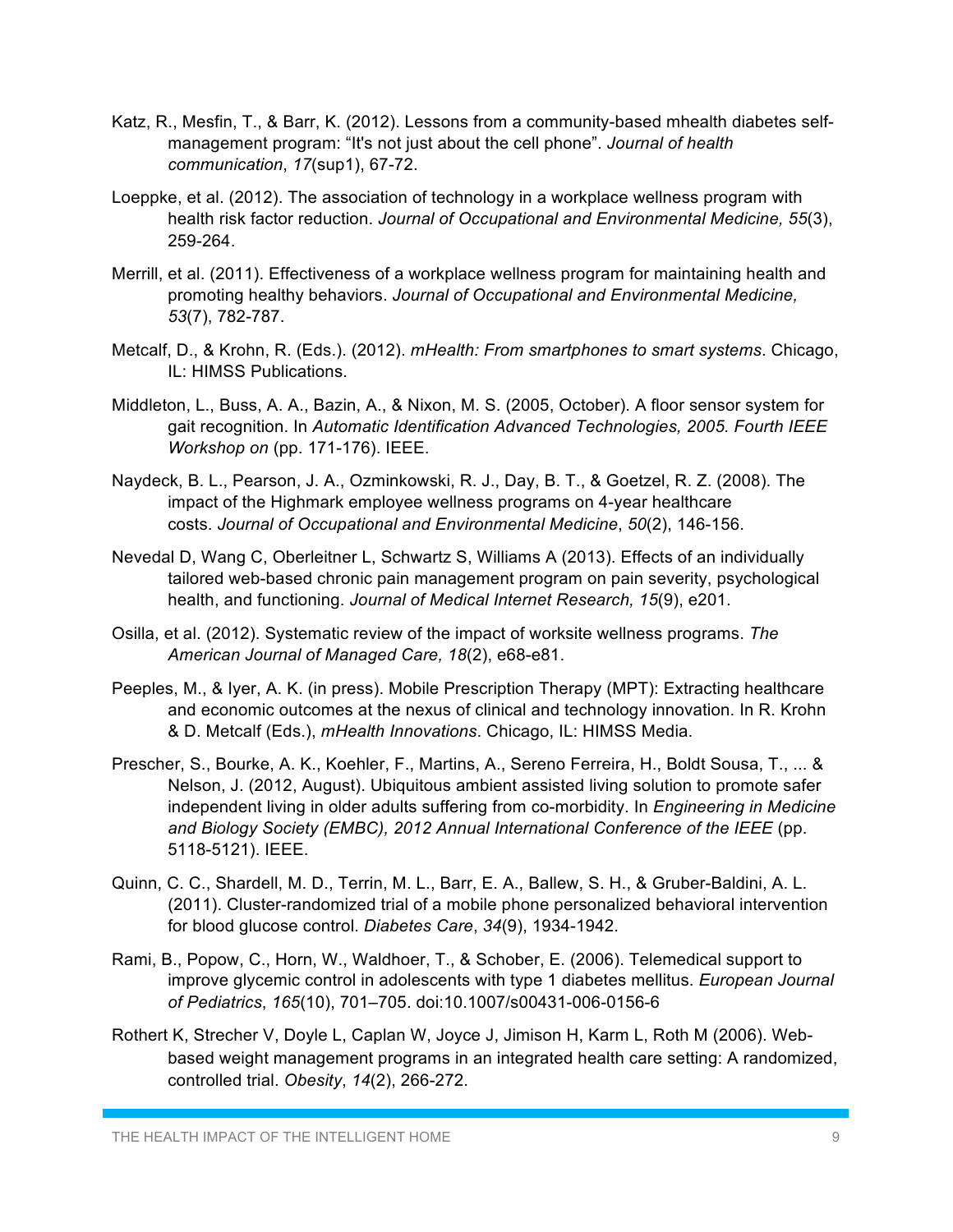Katz, R., Mesfin, T., & Barr, K. (2012). Lessons from a community-based mhealth diabetes self-management program: "It's not just about the cell phone". *Journal of health communication*, *17*(sup1), 67-72.

Loeppke, et al. (2012). The association of technology in a workplace wellness program with health risk factor reduction. *Journal of Occupational and Environmental Medicine, 55*(3), 259-264.

Merrill, et al. (2011). Effectiveness of a workplace wellness program for maintaining health and promoting healthy behaviors. *Journal of Occupational and Environmental Medicine, 53*(7), 782-787.

Metcalf, D., & Krohn, R. (Eds.). (2012). *mHealth: From smartphones to smart systems*. Chicago, IL: HIMSS Publications.

Middleton, L., Buss, A. A., Bazin, A., & Nixon, M. S. (2005, October). A floor sensor system for gait recognition. In *Automatic Identification Advanced Technologies, 2005. Fourth IEEE Workshop on* (pp. 171-176). IEEE.

Naydeck, B. L., Pearson, J. A., Ozminkowski, R. J., Day, B. T., & Goetzel, R. Z. (2008). The impact of the Highmark employee wellness programs on 4-year healthcare costs. *Journal of Occupational and Environmental Medicine*, *50*(2), 146-156.

Nevedal D, Wang C, Oberleitner L, Schwartz S, Williams A (2013). Effects of an individually tailored web-based chronic pain management program on pain severity, psychological health, and functioning. *Journal of Medical Internet Research, 15*(9), e201.

Osilla, et al. (2012). Systematic review of the impact of worksite wellness programs. *The American Journal of Managed Care, 18*(2), e68-e81.

Peeples, M., & Iyer, A. K. (in press). Mobile Prescription Therapy (MPT): Extracting healthcare and economic outcomes at the nexus of clinical and technology innovation. In R. Krohn & D. Metcalf (Eds.), *mHealth Innovations*. Chicago, IL: HIMSS Media.

Prescher, S., Bourke, A. K., Koehler, F., Martins, A., Sereno Ferreira, H., Boldt Sousa, T., ... & Nelson, J. (2012, August). Ubiquitous ambient assisted living solution to promote safer independent living in older adults suffering from co-morbidity. In *Engineering in Medicine and Biology Society (EMBC), 2012 Annual International Conference of the IEEE* (pp. 5118-5121). IEEE.

Quinn, C. C., Shardell, M. D., Terrin, M. L., Barr, E. A., Ballew, S. H., & Gruber-Baldini, A. L. (2011). Cluster-randomized trial of a mobile phone personalized behavioral intervention for blood glucose control. *Diabetes Care*, *34*(9), 1934-1942.

Rami, B., Popow, C., Horn, W., Waldhoer, T., & Schober, E. (2006). Telemedical support to improve glycemic control in adolescents with type 1 diabetes mellitus. *European Journal of Pediatrics*, *165*(10), 701–705. doi:10.1007/s00431-006-0156-6

Rothert K, Strecher V, Doyle L, Caplan W, Joyce J, Jimison H, Karm L, Roth M (2006). Web-based weight management programs in an integrated health care setting: A randomized, controlled trial. *Obesity*, *14*(2), 266-272.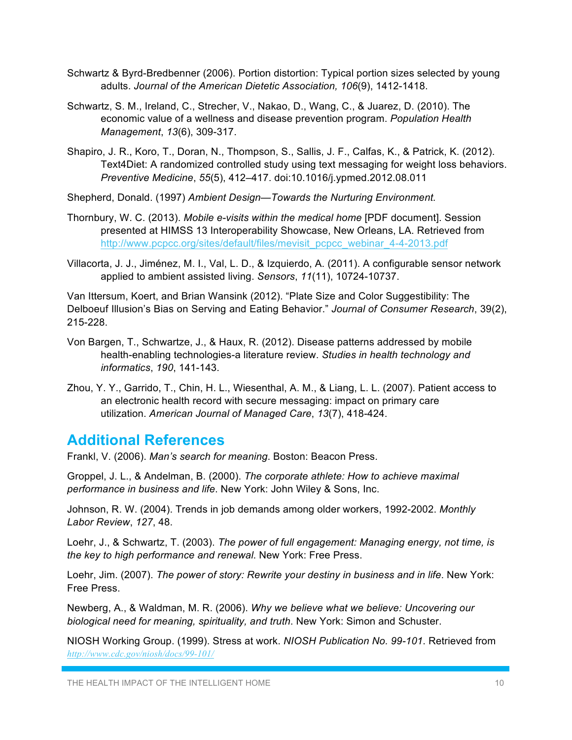Schwartz & Byrd-Bredbenner (2006). Portion distortion: Typical portion sizes selected by young adults. *Journal of the American Dietetic Association, 106*(9), 1412-1418.

Schwartz, S. M., Ireland, C., Strecher, V., Nakao, D., Wang, C., & Juarez, D. (2010). The economic value of a wellness and disease prevention program. *Population Health Management*, *13*(6), 309-317.

Shapiro, J. R., Koro, T., Doran, N., Thompson, S., Sallis, J. F., Calfas, K., & Patrick, K. (2012). Text4Diet: A randomized controlled study using text messaging for weight loss behaviors. *Preventive Medicine*, *55*(5), 412–417. doi:10.1016/j.ypmed.2012.08.011

Shepherd, Donald. (1997) *Ambient Design—Towards the Nurturing Environment.*

Thornbury, W. C. (2013). *Mobile e-visits within the medical home* [PDF document]. Session presented at HIMSS 13 Interoperability Showcase, New Orleans, LA. Retrieved from http://www.pcpcc.org/sites/default/files/mevisit_pcpcc_webinar_4-4-2013.pdf

Villacorta, J. J., Jiménez, M. I., Val, L. D., & Izquierdo, A. (2011). A configurable sensor network applied to ambient assisted living. *Sensors*, *11*(11), 10724-10737.

Van Ittersum, Koert, and Brian Wansink (2012). "Plate Size and Color Suggestibility: The Delboeuf Illusion's Bias on Serving and Eating Behavior." *Journal of Consumer Research*, 39(2), 215-228.

Von Bargen, T., Schwartze, J., & Haux, R. (2012). Disease patterns addressed by mobile health-enabling technologies-a literature review. *Studies in health technology and informatics*, *190*, 141-143.

Zhou, Y. Y., Garrido, T., Chin, H. L., Wiesenthal, A. M., & Liang, L. L. (2007). Patient access to an electronic health record with secure messaging: impact on primary care utilization. *American Journal of Managed Care*, *13*(7), 418-424.

## Additional References

Frankl, V. (2006). *Man's search for meaning*. Boston: Beacon Press.

Groppel, J. L., & Andelman, B. (2000). *The corporate athlete: How to achieve maximal performance in business and life*. New York: John Wiley & Sons, Inc.

Johnson, R. W. (2004). Trends in job demands among older workers, 1992-2002. *Monthly Labor Review*, *127*, 48.

Loehr, J., & Schwartz, T. (2003). *The power of full engagement: Managing energy, not time, is the key to high performance and renewal*. New York: Free Press.

Loehr, Jim. (2007). *The power of story: Rewrite your destiny in business and in life*. New York: Free Press.

Newberg, A., & Waldman, M. R. (2006). *Why we believe what we believe: Uncovering our biological need for meaning, spirituality, and truth*. New York: Simon and Schuster.

NIOSH Working Group. (1999). Stress at work. *NIOSH Publication No. 99-101*. Retrieved from http://www.cdc.gov/niosh/docs/99-101/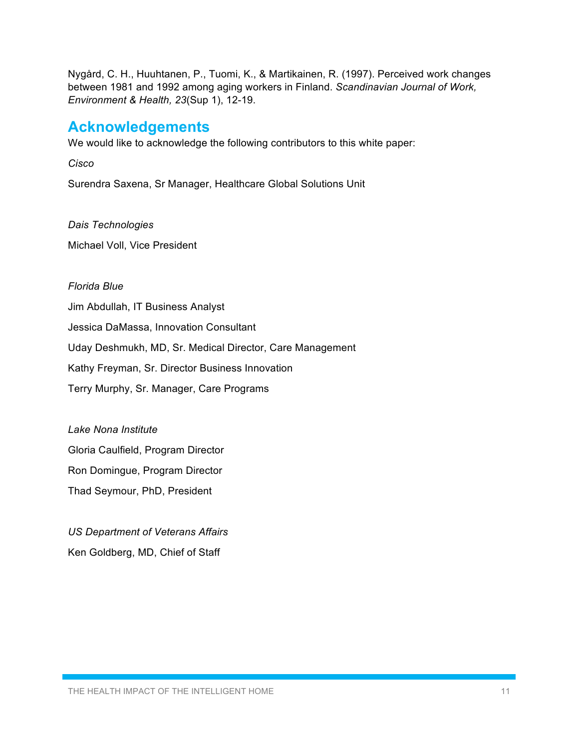Nygård, C. H., Huuhtanen, P., Tuomi, K., & Martikainen, R. (1997). Perceived work changes between 1981 and 1992 among aging workers in Finland. *Scandinavian Journal of Work, Environment & Health, 23*(Sup 1), 12-19.

## Acknowledgements

We would like to acknowledge the following contributors to this white paper:

*Cisco*

Surendra Saxena, Sr Manager, Healthcare Global Solutions Unit

*Dais Technologies*

Michael Voll, Vice President

*Florida Blue*

Jim Abdullah, IT Business Analyst

Jessica DaMassa, Innovation Consultant

Uday Deshmukh, MD, Sr. Medical Director, Care Management

Kathy Freyman, Sr. Director Business Innovation

Terry Murphy, Sr. Manager, Care Programs

*Lake Nona Institute*

Gloria Caulfield, Program Director

Ron Domingue, Program Director

Thad Seymour, PhD, President

*US Department of Veterans Affairs*

Ken Goldberg, MD, Chief of Staff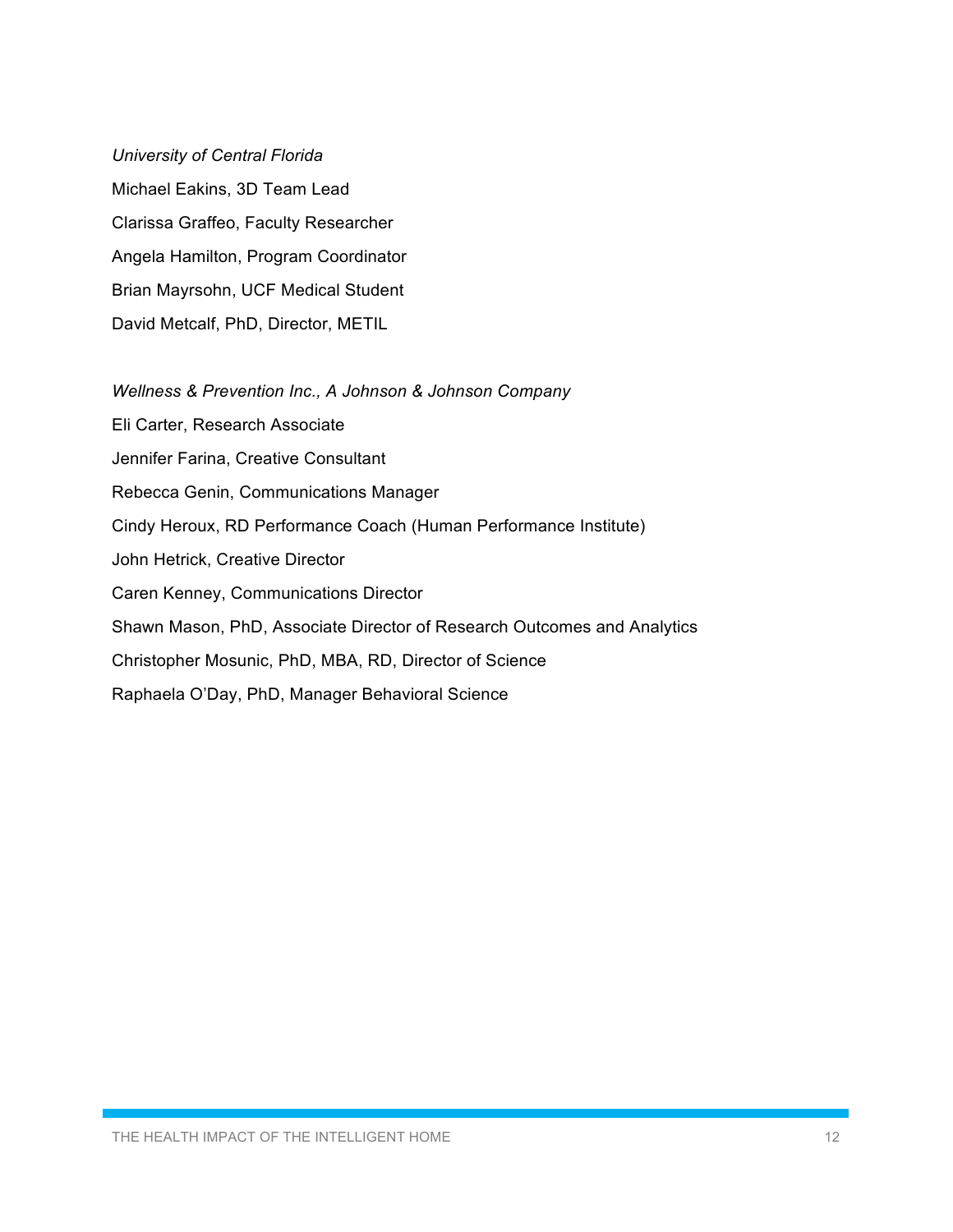*University of Central Florida*

Michael Eakins, 3D Team Lead

Clarissa Graffeo, Faculty Researcher

Angela Hamilton, Program Coordinator

Brian Mayrsohn, UCF Medical Student

David Metcalf, PhD, Director, METIL

*Wellness & Prevention Inc., A Johnson & Johnson Company*

Eli Carter, Research Associate

Jennifer Farina, Creative Consultant

Rebecca Genin, Communications Manager

Cindy Heroux, RD Performance Coach (Human Performance Institute)

John Hetrick, Creative Director

Caren Kenney, Communications Director

Shawn Mason, PhD, Associate Director of Research Outcomes and Analytics

Christopher Mosunic, PhD, MBA, RD, Director of Science

Raphaela O'Day, PhD, Manager Behavioral Science